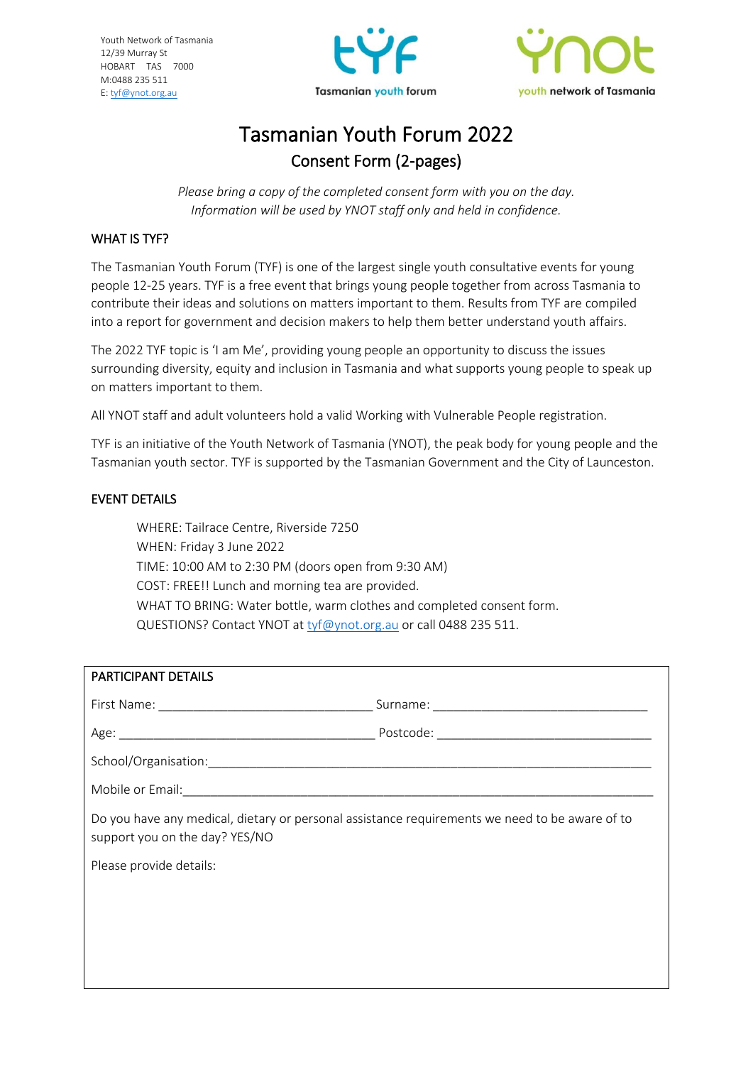Youth Network of Tasmania
12/39 Murray St
HOBART TAS 7000
M:0488 235 511
E: tyf@ynot.org.au

Tasmanian youth forum

youth network of Tasmania

# Tasmanian Youth Forum 2022

## Consent Form (2-pages)

*Please bring a copy of the completed consent form with you on the day.*
*Information will be used by YNOT staff only and held in confidence.*

### WHAT IS TYF?

The Tasmanian Youth Forum (TYF) is one of the largest single youth consultative events for young people 12-25 years. TYF is a free event that brings young people together from across Tasmania to contribute their ideas and solutions on matters important to them. Results from TYF are compiled into a report for government and decision makers to help them better understand youth affairs.

The 2022 TYF topic is 'I am Me', providing young people an opportunity to discuss the issues surrounding diversity, equity and inclusion in Tasmania and what supports young people to speak up on matters important to them.

All YNOT staff and adult volunteers hold a valid Working with Vulnerable People registration.

TYF is an initiative of the Youth Network of Tasmania (YNOT), the peak body for young people and the Tasmanian youth sector. TYF is supported by the Tasmanian Government and the City of Launceston.

### EVENT DETAILS

WHERE: Tailrace Centre, Riverside 7250
WHEN: Friday 3 June 2022
TIME: 10:00 AM to 2:30 PM (doors open from 9:30 AM)
COST: FREE!! Lunch and morning tea are provided.
WHAT TO BRING: Water bottle, warm clothes and completed consent form.
QUESTIONS? Contact YNOT at tyf@ynot.org.au or call 0488 235 511.

### PARTICIPANT DETAILS

First Name: ______________________________ Surname: ______________________________

Age: ____________________________________ Postcode: ______________________________

School/Organisation: ______________________________________________________________

Mobile or Email: __________________________________________________________________

Do you have any medical, dietary or personal assistance requirements we need to be aware of to support you on the day? YES/NO

Please provide details: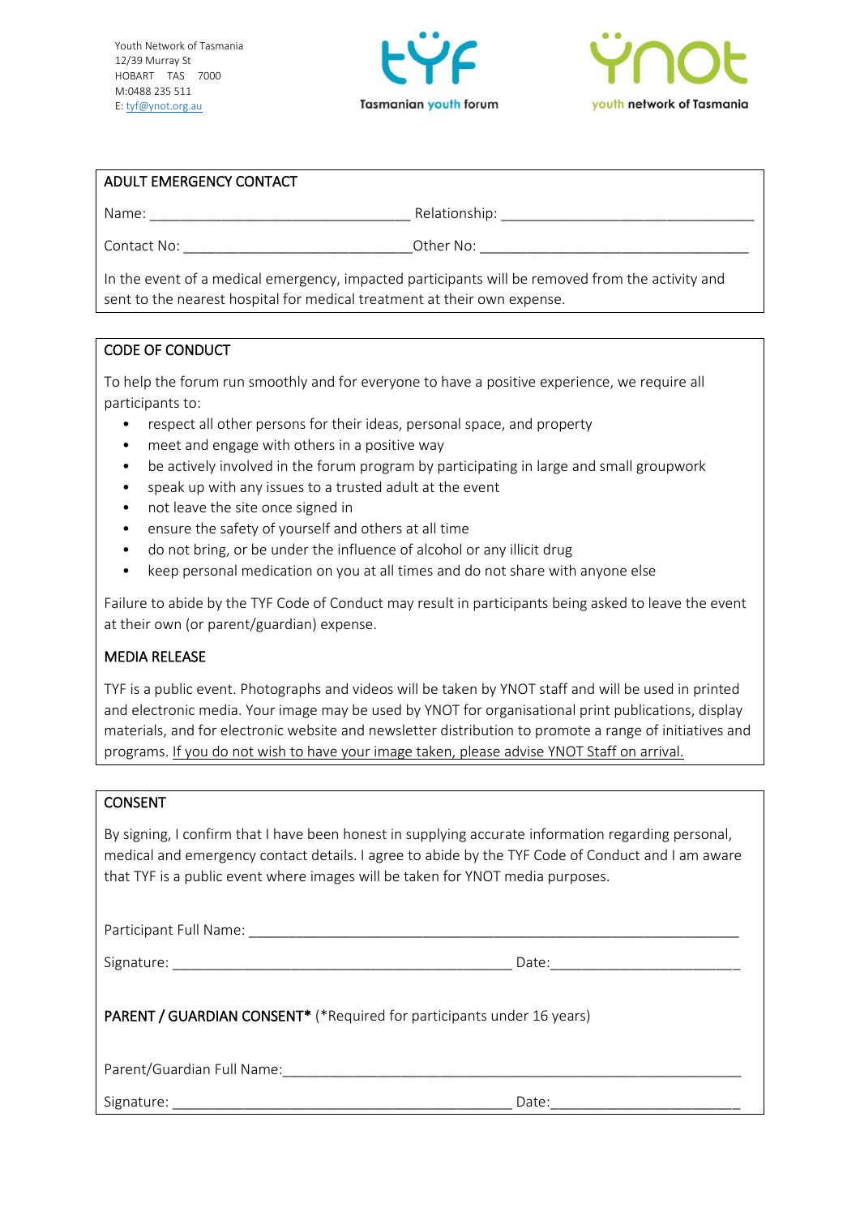Youth Network of Tasmania
12/39 Murray St
HOBART TAS 7000
M:0488 235 511
E: tyf@ynot.org.au

tyf Tasmanian youth forum

ynot youth network of Tasmania

## ADULT EMERGENCY CONTACT

Name: ________________________________ Relationship: ________________________________

Contact No: ____________________________ Other No: __________________________________

In the event of a medical emergency, impacted participants will be removed from the activity and sent to the nearest hospital for medical treatment at their own expense.

## CODE OF CONDUCT

To help the forum run smoothly and for everyone to have a positive experience, we require all participants to:

- respect all other persons for their ideas, personal space, and property
- meet and engage with others in a positive way
- be actively involved in the forum program by participating in large and small groupwork
- speak up with any issues to a trusted adult at the event
- not leave the site once signed in
- ensure the safety of yourself and others at all time
- do not bring, or be under the influence of alcohol or any illicit drug
- keep personal medication on you at all times and do not share with anyone else

Failure to abide by the TYF Code of Conduct may result in participants being asked to leave the event at their own (or parent/guardian) expense.

## MEDIA RELEASE

TYF is a public event. Photographs and videos will be taken by YNOT staff and will be used in printed and electronic media. Your image may be used by YNOT for organisational print publications, display materials, and for electronic website and newsletter distribution to promote a range of initiatives and programs. If you do not wish to have your image taken, please advise YNOT Staff on arrival.

## CONSENT

By signing, I confirm that I have been honest in supplying accurate information regarding personal, medical and emergency contact details. I agree to abide by the TYF Code of Conduct and I am aware that TYF is a public event where images will be taken for YNOT media purposes.

Participant Full Name: ____________________________________________________________

Signature: ___________________________________________ Date:_______________________

**PARENT / GUARDIAN CONSENT*** (*Required for participants under 16 years)

Parent/Guardian Full Name:_________________________________________________________

Signature: ___________________________________________ Date:_______________________